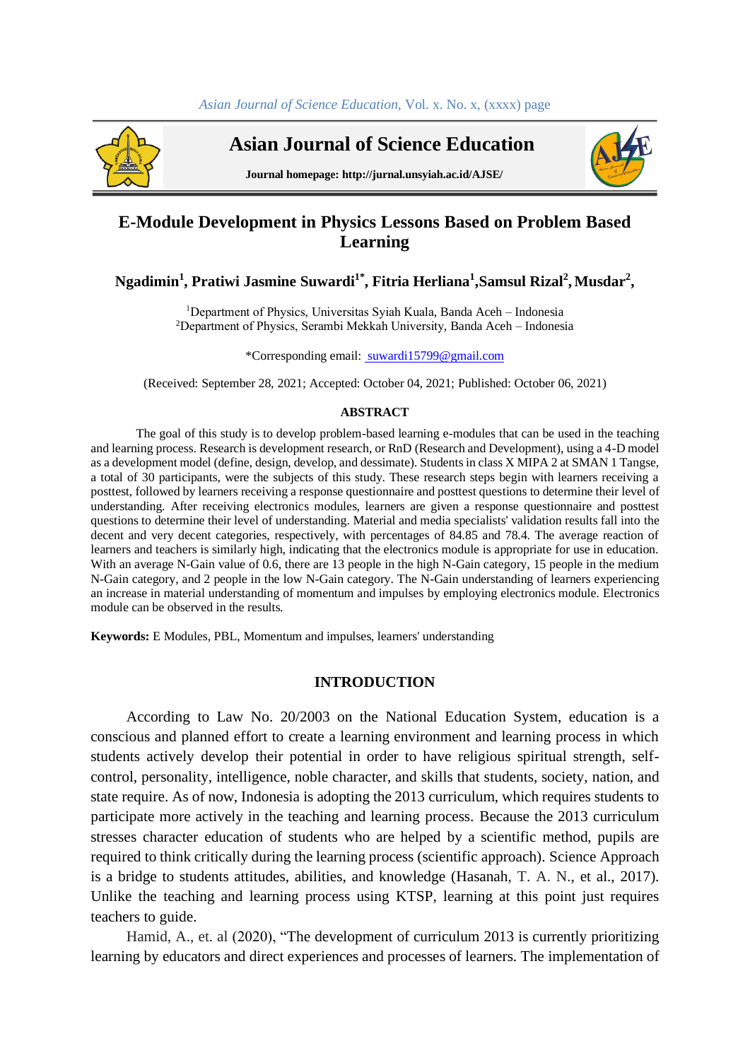# Asian Journal of Science Education

**Journal homepage: http://jurnal.unsyiah.ac.id/AJSE/**

# E-Module Development in Physics Lessons Based on Problem Based Learning

**Ngadimin[1], Pratiwi Jasmine Suwardi[1*], Fitria Herliana[1], Samsul Rizal[2], Musdar[2],**

[1]Department of Physics, Universitas Syiah Kuala, Banda Aceh – Indonesia
[2]Department of Physics, Serambi Mekkah University, Banda Aceh – Indonesia

*Corresponding email: suwardi15799@gmail.com

(Received: September 28, 2021; Accepted: October 04, 2021; Published: October 06, 2021)

### ABSTRACT

The goal of this study is to develop problem-based learning e-modules that can be used in the teaching and learning process. Research is development research, or RnD (Research and Development), using a 4-D model as a development model (define, design, develop, and dessimate). Students in class X MIPA 2 at SMAN 1 Tangse, a total of 30 participants, were the subjects of this study. These research steps begin with learners receiving a posttest, followed by learners receiving a response questionnaire and posttest questions to determine their level of understanding. After receiving electronics modules, learners are given a response questionnaire and posttest questions to determine their level of understanding. Material and media specialists' validation results fall into the decent and very decent categories, respectively, with percentages of 84.85 and 78.4. The average reaction of learners and teachers is similarly high, indicating that the electronics module is appropriate for use in education. With an average N-Gain value of 0.6, there are 13 people in the high N-Gain category, 15 people in the medium N-Gain category, and 2 people in the low N-Gain category. The N-Gain understanding of learners experiencing an increase in material understanding of momentum and impulses by employing electronics module. Electronics module can be observed in the results.

**Keywords:** E Modules, PBL, Momentum and impulses, learners' understanding

## INTRODUCTION

According to Law No. 20/2003 on the National Education System, education is a conscious and planned effort to create a learning environment and learning process in which students actively develop their potential in order to have religious spiritual strength, self-control, personality, intelligence, noble character, and skills that students, society, nation, and state require. As of now, Indonesia is adopting the 2013 curriculum, which requires students to participate more actively in the teaching and learning process. Because the 2013 curriculum stresses character education of students who are helped by a scientific method, pupils are required to think critically during the learning process (scientific approach). Science Approach is a bridge to students attitudes, abilities, and knowledge (Hasanah, T. A. N., et al., 2017). Unlike the teaching and learning process using KTSP, learning at this point just requires teachers to guide.

Hamid, A., et. al (2020), "The development of curriculum 2013 is currently prioritizing learning by educators and direct experiences and processes of learners. The implementation of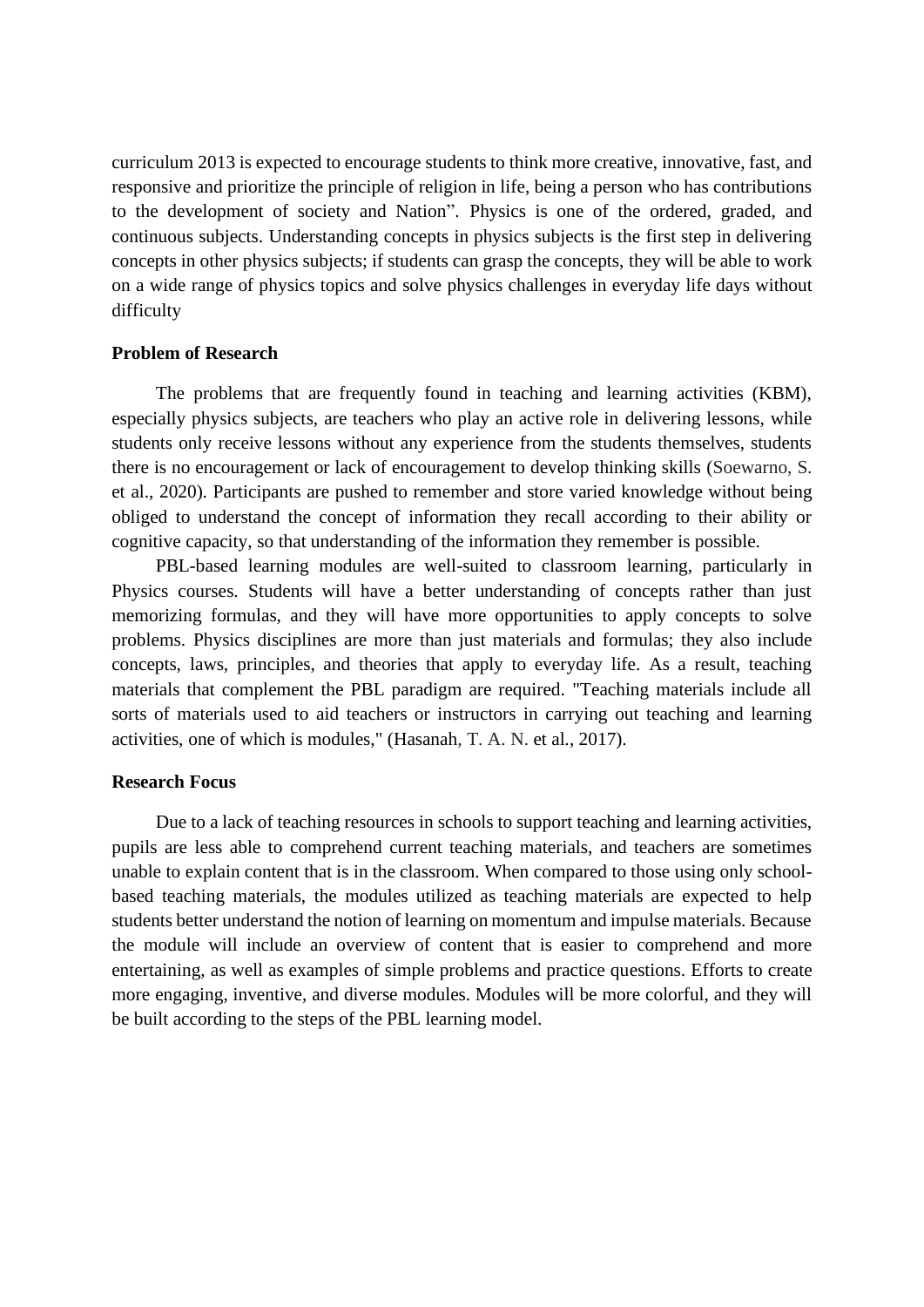curriculum 2013 is expected to encourage students to think more creative, innovative, fast, and responsive and prioritize the principle of religion in life, being a person who has contributions to the development of society and Nation". Physics is one of the ordered, graded, and continuous subjects. Understanding concepts in physics subjects is the first step in delivering concepts in other physics subjects; if students can grasp the concepts, they will be able to work on a wide range of physics topics and solve physics challenges in everyday life days without difficulty

**Problem of Research**

The problems that are frequently found in teaching and learning activities (KBM), especially physics subjects, are teachers who play an active role in delivering lessons, while students only receive lessons without any experience from the students themselves, students there is no encouragement or lack of encouragement to develop thinking skills (Soewarno, S. et al., 2020). Participants are pushed to remember and store varied knowledge without being obliged to understand the concept of information they recall according to their ability or cognitive capacity, so that understanding of the information they remember is possible.

PBL-based learning modules are well-suited to classroom learning, particularly in Physics courses. Students will have a better understanding of concepts rather than just memorizing formulas, and they will have more opportunities to apply concepts to solve problems. Physics disciplines are more than just materials and formulas; they also include concepts, laws, principles, and theories that apply to everyday life. As a result, teaching materials that complement the PBL paradigm are required. "Teaching materials include all sorts of materials used to aid teachers or instructors in carrying out teaching and learning activities, one of which is modules," (Hasanah, T. A. N. et al., 2017).

**Research Focus**

Due to a lack of teaching resources in schools to support teaching and learning activities, pupils are less able to comprehend current teaching materials, and teachers are sometimes unable to explain content that is in the classroom. When compared to those using only school-based teaching materials, the modules utilized as teaching materials are expected to help students better understand the notion of learning on momentum and impulse materials. Because the module will include an overview of content that is easier to comprehend and more entertaining, as well as examples of simple problems and practice questions. Efforts to create more engaging, inventive, and diverse modules. Modules will be more colorful, and they will be built according to the steps of the PBL learning model.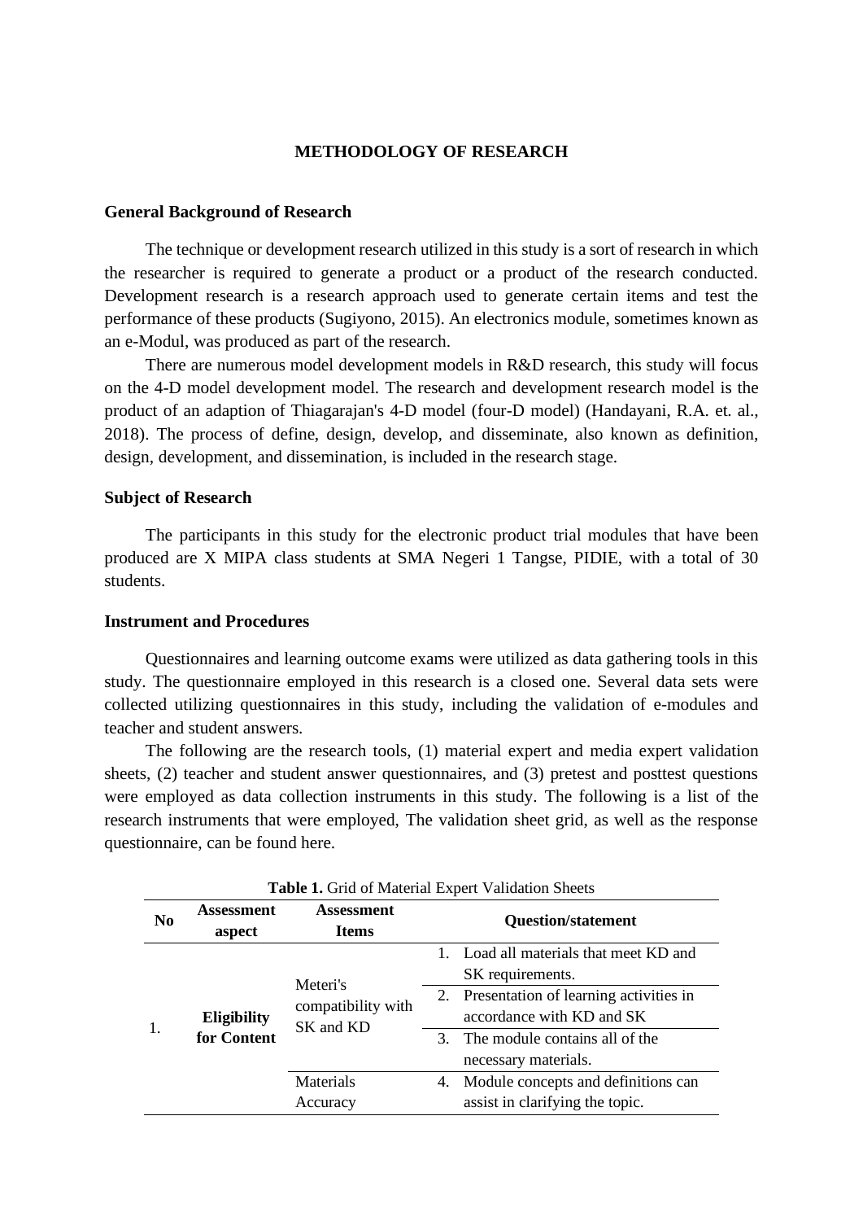# METHODOLOGY OF RESEARCH

## General Background of Research

The technique or development research utilized in this study is a sort of research in which the researcher is required to generate a product or a product of the research conducted. Development research is a research approach used to generate certain items and test the performance of these products (Sugiyono, 2015). An electronics module, sometimes known as an e-Modul, was produced as part of the research.

There are numerous model development models in R&D research, this study will focus on the 4-D model development model. The research and development research model is the product of an adaption of Thiagarajan's 4-D model (four-D model) (Handayani, R.A. et. al., 2018). The process of define, design, develop, and disseminate, also known as definition, design, development, and dissemination, is included in the research stage.

## Subject of Research

The participants in this study for the electronic product trial modules that have been produced are X MIPA class students at SMA Negeri 1 Tangse, PIDIE, with a total of 30 students.

## Instrument and Procedures

Questionnaires and learning outcome exams were utilized as data gathering tools in this study. The questionnaire employed in this research is a closed one. Several data sets were collected utilizing questionnaires in this study, including the validation of e-modules and teacher and student answers.

The following are the research tools, (1) material expert and media expert validation sheets, (2) teacher and student answer questionnaires, and (3) pretest and posttest questions were employed as data collection instruments in this study. The following is a list of the research instruments that were employed, The validation sheet grid, as well as the response questionnaire, can be found here.

**Table 1.** Grid of Material Expert Validation Sheets

| No | Assessment aspect | Assessment Items | Question/statement |
|---|---|---|---|
| 1. | **Eligibility for Content** | Meteri's compatibility with SK and KD | 1. Load all materials that meet KD and SK requirements. |
| | | | 2. Presentation of learning activities in accordance with KD and SK |
| | | | 3. The module contains all of the necessary materials. |
| | | Materials Accuracy | 4. Module concepts and definitions can assist in clarifying the topic. |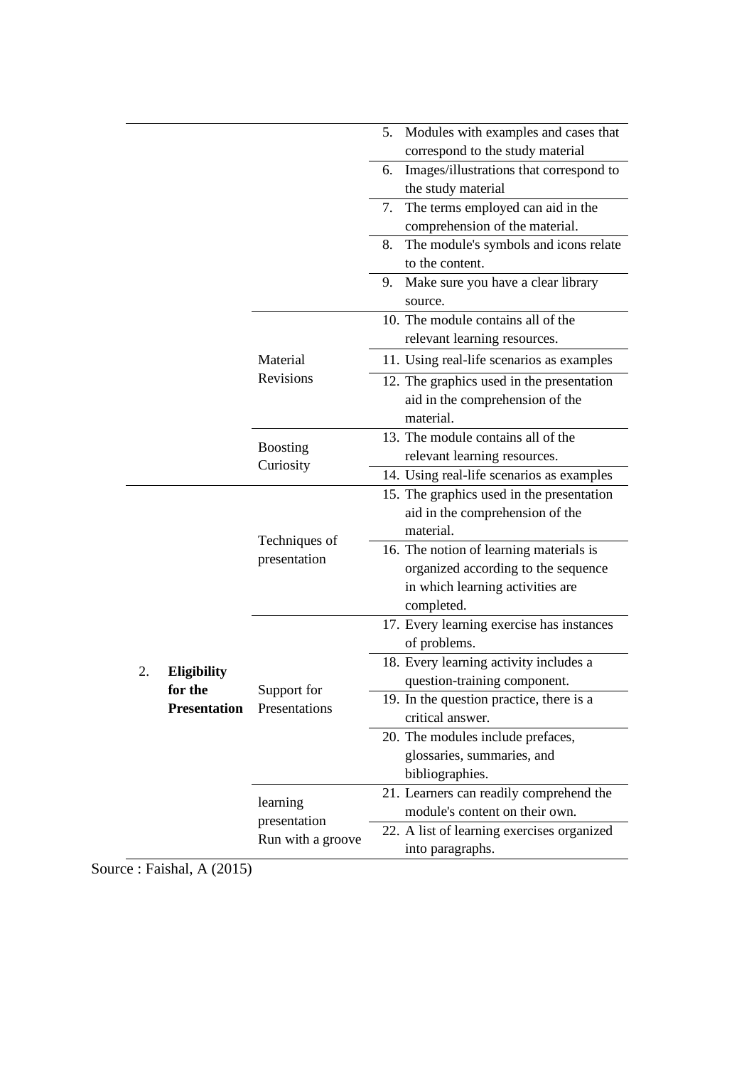| | | | |
|---|---|---|---|
| | | | 5. Modules with examples and cases that correspond to the study material |
| | | | 6. Images/illustrations that correspond to the study material |
| | | | 7. The terms employed can aid in the comprehension of the material. |
| | | | 8. The module's symbols and icons relate to the content. |
| | | | 9. Make sure you have a clear library source. |
| | | Material Revisions | 10. The module contains all of the relevant learning resources. |
| | | | 11. Using real-life scenarios as examples |
| | | | 12. The graphics used in the presentation aid in the comprehension of the material. |
| | | Boosting Curiosity | 13. The module contains all of the relevant learning resources. |
| | | | 14. Using real-life scenarios as examples |
| 2. | **Eligibility for the Presentation** | Techniques of presentation | 15. The graphics used in the presentation aid in the comprehension of the material. |
| | | | 16. The notion of learning materials is organized according to the sequence in which learning activities are completed. |
| | | Support for Presentations | 17. Every learning exercise has instances of problems. |
| | | | 18. Every learning activity includes a question-training component. |
| | | | 19. In the question practice, there is a critical answer. |
| | | | 20. The modules include prefaces, glossaries, summaries, and bibliographies. |
| | | learning presentation Run with a groove | 21. Learners can readily comprehend the module's content on their own. |
| | | | 22. A list of learning exercises organized into paragraphs. |

Source : Faishal, A (2015)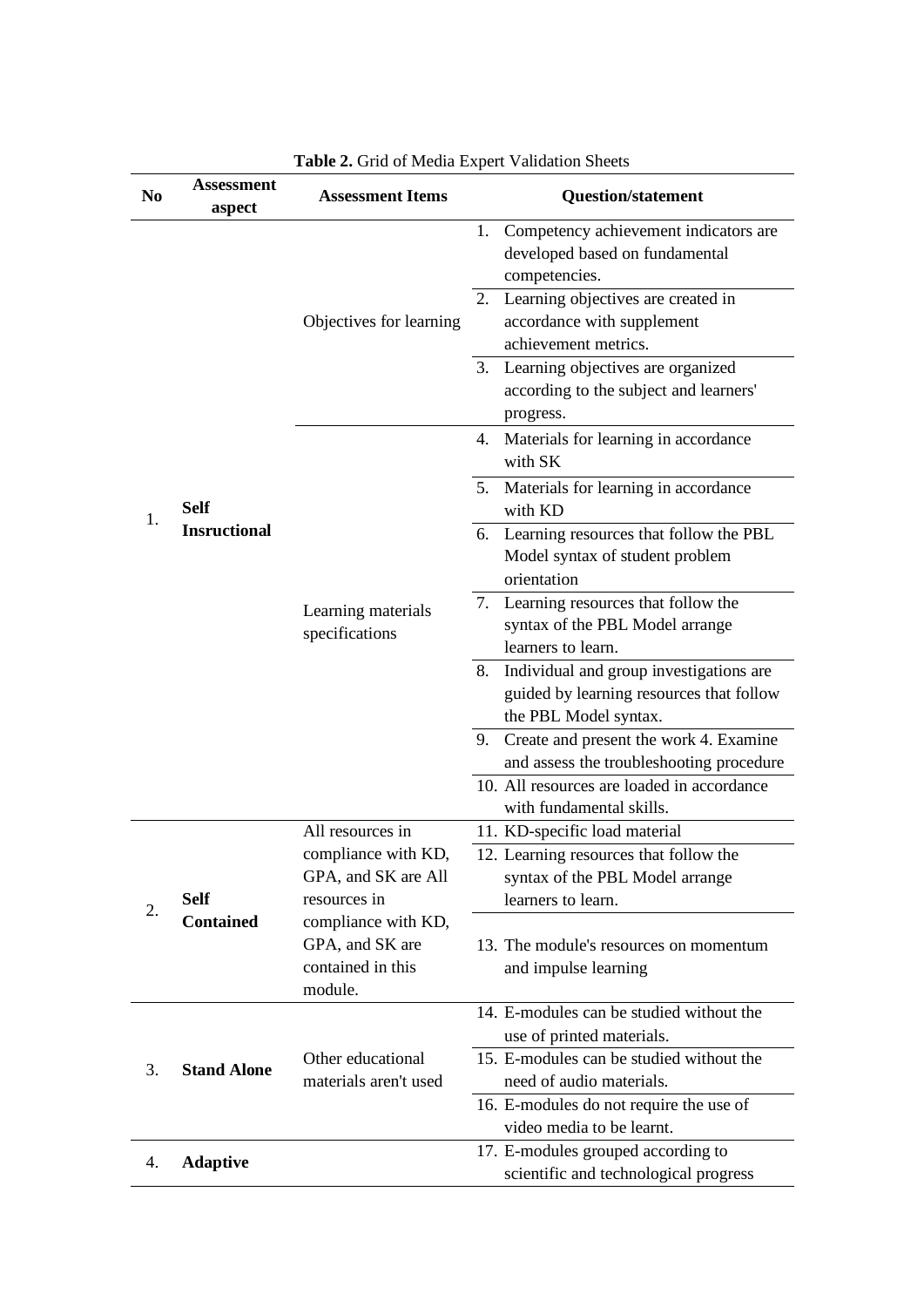**Table 2.** Grid of Media Expert Validation Sheets

| No | Assessment aspect | Assessment Items | Question/statement |
|---|---|---|---|
| 1. | **Self Insructional** | Objectives for learning | 1. Competency achievement indicators are developed based on fundamental competencies. |
| | | | 2. Learning objectives are created in accordance with supplement achievement metrics. |
| | | | 3. Learning objectives are organized according to the subject and learners' progress. |
| | | Learning materials specifications | 4. Materials for learning in accordance with SK |
| | | | 5. Materials for learning in accordance with KD |
| | | | 6. Learning resources that follow the PBL Model syntax of student problem orientation |
| | | | 7. Learning resources that follow the syntax of the PBL Model arrange learners to learn. |
| | | | 8. Individual and group investigations are guided by learning resources that follow the PBL Model syntax. |
| | | | 9. Create and present the work 4. Examine and assess the troubleshooting procedure |
| | | | 10. All resources are loaded in accordance with fundamental skills. |
| 2. | **Self Contained** | All resources in compliance with KD, GPA, and SK are All resources in compliance with KD, GPA, and SK are contained in this module. | 11. KD-specific load material |
| | | | 12. Learning resources that follow the syntax of the PBL Model arrange learners to learn. |
| | | | 13. The module's resources on momentum and impulse learning |
| 3. | **Stand Alone** | Other educational materials aren't used | 14. E-modules can be studied without the use of printed materials. |
| | | | 15. E-modules can be studied without the need of audio materials. |
| | | | 16. E-modules do not require the use of video media to be learnt. |
| 4. | **Adaptive** | | 17. E-modules grouped according to scientific and technological progress |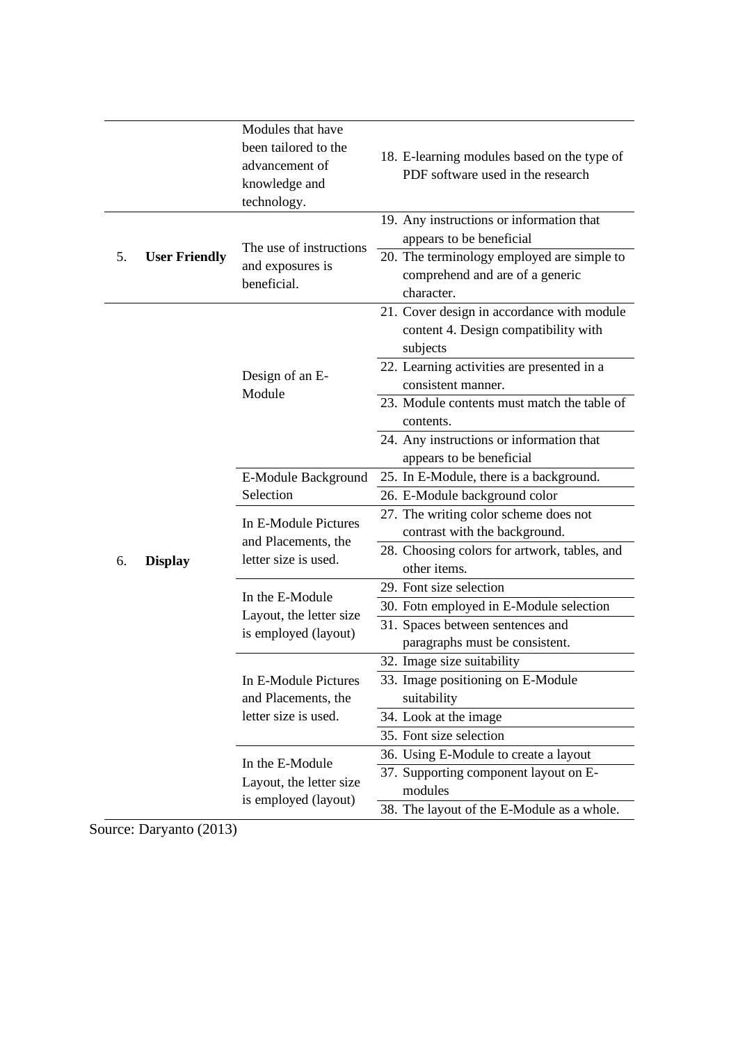| | | | |
|---|---|---|---|
| | | Modules that have been tailored to the advancement of knowledge and technology. | 18. E-learning modules based on the type of PDF software used in the research |
| 5. | **User Friendly** | The use of instructions and exposures is beneficial. | 19. Any instructions or information that appears to be beneficial |
| | | | 20. The terminology employed are simple to comprehend and are of a generic character. |
| 6. | **Display** | Design of an E-Module | 21. Cover design in accordance with module content 4. Design compatibility with subjects |
| | | | 22. Learning activities are presented in a consistent manner. |
| | | | 23. Module contents must match the table of contents. |
| | | | 24. Any instructions or information that appears to be beneficial |
| | | E-Module Background Selection | 25. In E-Module, there is a background. |
| | | | 26. E-Module background color |
| | | In E-Module Pictures and Placements, the letter size is used. | 27. The writing color scheme does not contrast with the background. |
| | | | 28. Choosing colors for artwork, tables, and other items. |
| | | In the E-Module Layout, the letter size is employed (layout) | 29. Font size selection |
| | | | 30. Fotn employed in E-Module selection |
| | | | 31. Spaces between sentences and paragraphs must be consistent. |
| | | In E-Module Pictures and Placements, the letter size is used. | 32. Image size suitability |
| | | | 33. Image positioning on E-Module suitability |
| | | | 34. Look at the image |
| | | | 35. Font size selection |
| | | In the E-Module Layout, the letter size is employed (layout) | 36. Using E-Module to create a layout |
| | | | 37. Supporting component layout on E-modules |
| | | | 38. The layout of the E-Module as a whole. |

Source: Daryanto (2013)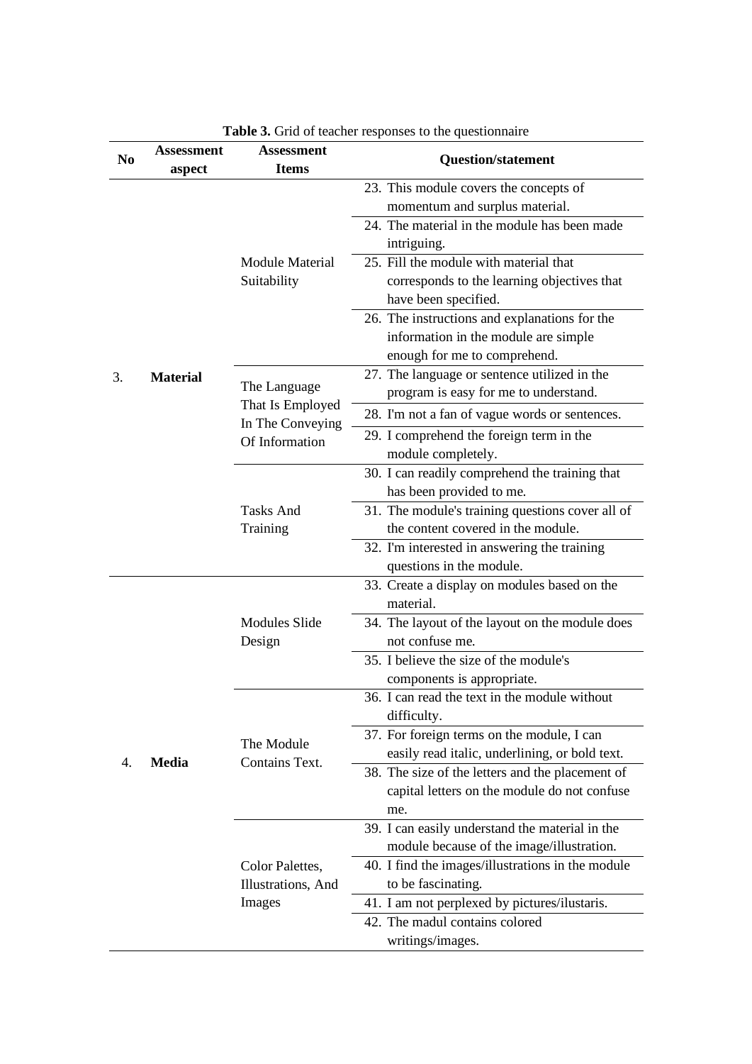**Table 3.** Grid of teacher responses to the questionnaire

| No | Assessment aspect | Assessment Items | Question/statement |
|---|---|---|---|
| 3. | **Material** | Module Material Suitability | 23. This module covers the concepts of momentum and surplus material. |
| | | | 24. The material in the module has been made intriguing. |
| | | | 25. Fill the module with material that corresponds to the learning objectives that have been specified. |
| | | | 26. The instructions and explanations for the information in the module are simple enough for me to comprehend. |
| | | The Language That Is Employed In The Conveying Of Information | 27. The language or sentence utilized in the program is easy for me to understand. |
| | | | 28. I'm not a fan of vague words or sentences. |
| | | | 29. I comprehend the foreign term in the module completely. |
| | | Tasks And Training | 30. I can readily comprehend the training that has been provided to me. |
| | | | 31. The module's training questions cover all of the content covered in the module. |
| | | | 32. I'm interested in answering the training questions in the module. |
| 4. | **Media** | Modules Slide Design | 33. Create a display on modules based on the material. |
| | | | 34. The layout of the layout on the module does not confuse me. |
| | | | 35. I believe the size of the module's components is appropriate. |
| | | The Module Contains Text. | 36. I can read the text in the module without difficulty. |
| | | | 37. For foreign terms on the module, I can easily read italic, underlining, or bold text. |
| | | | 38. The size of the letters and the placement of capital letters on the module do not confuse me. |
| | | Color Palettes, Illustrations, And Images | 39. I can easily understand the material in the module because of the image/illustration. |
| | | | 40. I find the images/illustrations in the module to be fascinating. |
| | | | 41. I am not perplexed by pictures/ilustaris. |
| | | | 42. The madul contains colored writings/images. |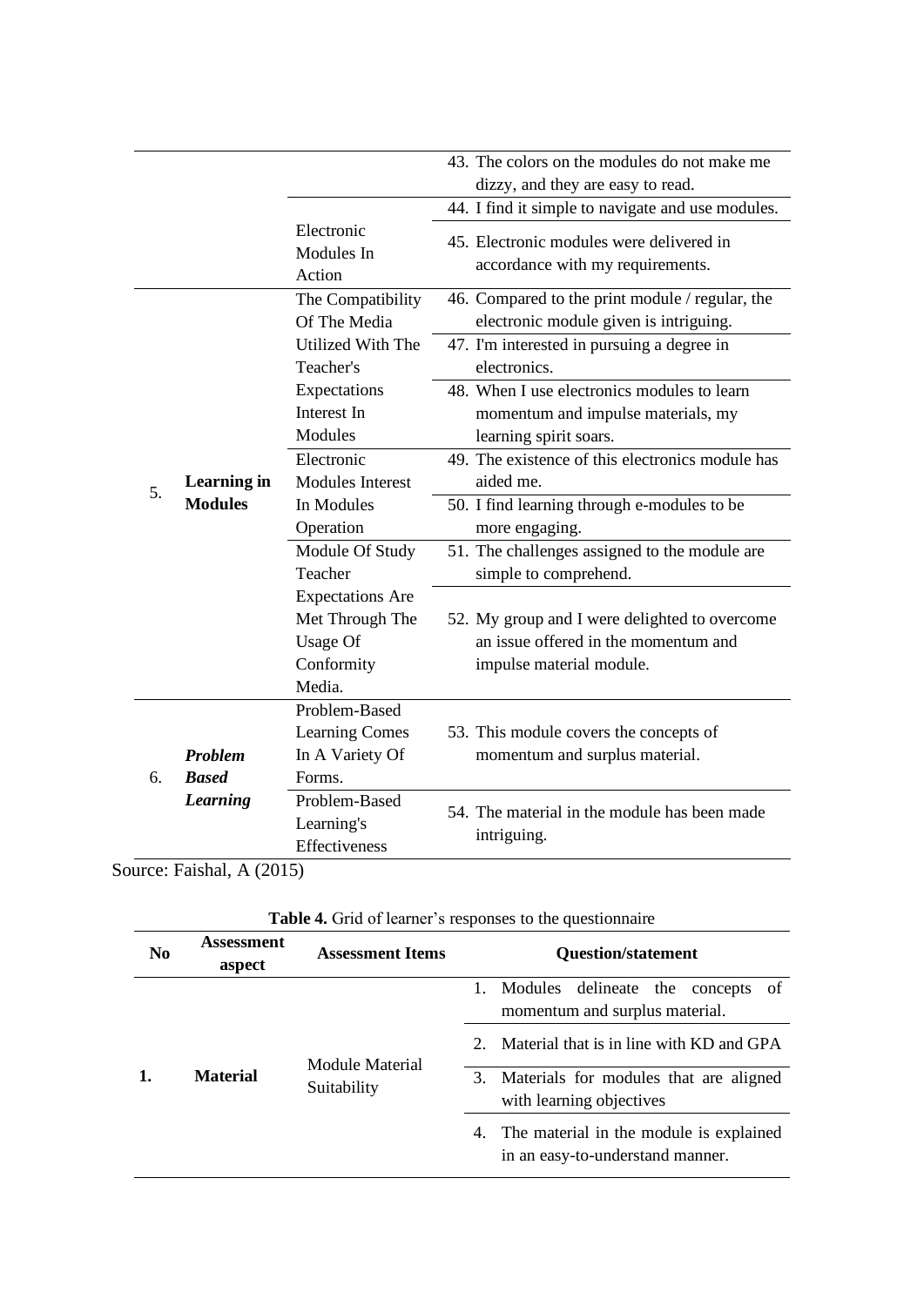| | | | 43. The colors on the modules do not make me dizzy, and they are easy to read. |
|---|---|---|---|
| | | Electronic Modules In Action | 44. I find it simple to navigate and use modules. |
| | | | 45. Electronic modules were delivered in accordance with my requirements. |
| 5. | **Learning in Modules** | The Compatibility Of The Media Utilized With The Teacher's Expectations Interest In Modules | 46. Compared to the print module / regular, the electronic module given is intriguing. |
| | | | 47. I'm interested in pursuing a degree in electronics. |
| | | | 48. When I use electronics modules to learn momentum and impulse materials, my learning spirit soars. |
| | | Electronic Modules Interest In Modules Operation | 49. The existence of this electronics module has aided me. |
| | | | 50. I find learning through e-modules to be more engaging. |
| | | Module Of Study Teacher Expectations Are Met Through The Usage Of Conformity Media. | 51. The challenges assigned to the module are simple to comprehend. |
| | | | 52. My group and I were delighted to overcome an issue offered in the momentum and impulse material module. |
| 6. | ***Problem Based Learning*** | Problem-Based Learning Comes In A Variety Of Forms. | 53. This module covers the concepts of momentum and surplus material. |
| | | Problem-Based Learning's Effectiveness | 54. The material in the module has been made intriguing. |

Source: Faishal, A (2015)

**Table 4.** Grid of learner's responses to the questionnaire

| No | Assessment aspect | Assessment Items | Question/statement |
|---|---|---|---|
| **1.** | **Material** | Module Material Suitability | 1. Modules delineate the concepts of momentum and surplus material. |
| | | | 2. Material that is in line with KD and GPA |
| | | | 3. Materials for modules that are aligned with learning objectives |
| | | | 4. The material in the module is explained in an easy-to-understand manner. |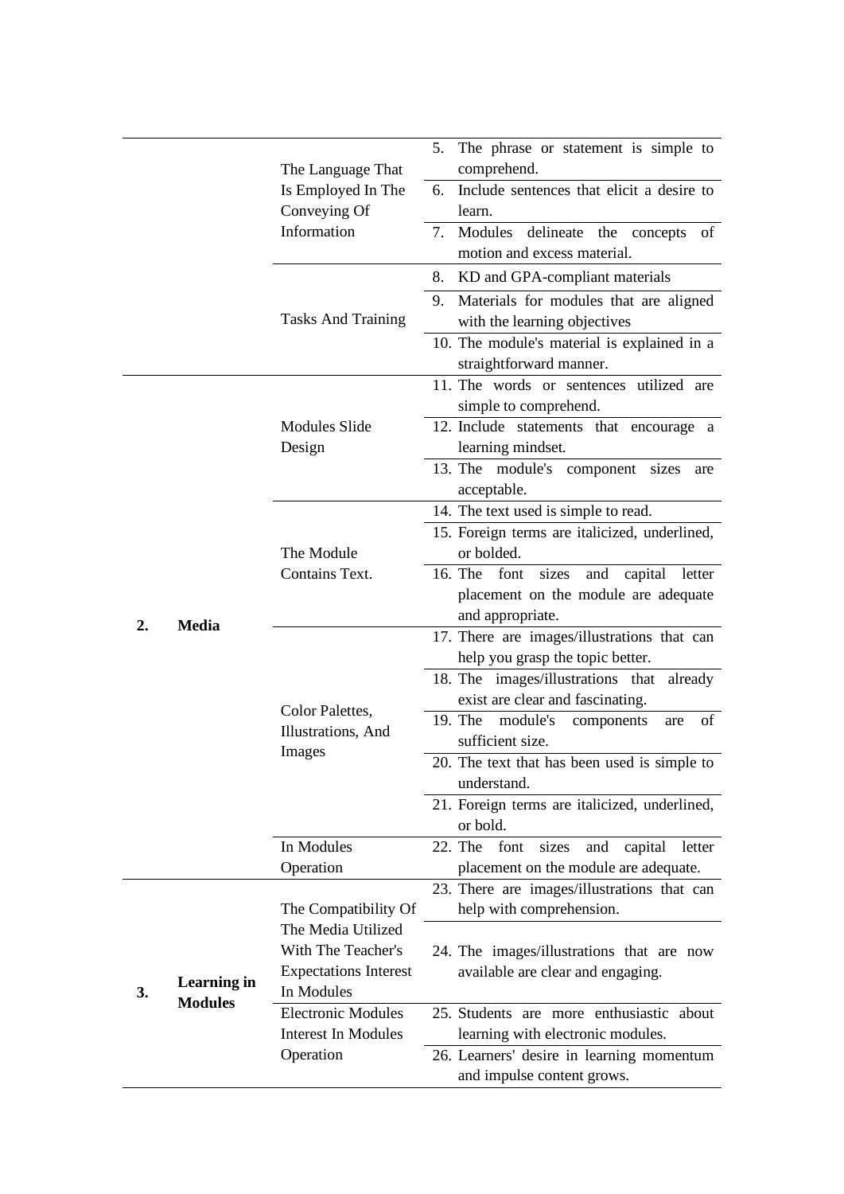| | | | |
|---|---|---|---|
| | | The Language That Is Employed In The Conveying Of Information | 5. The phrase or statement is simple to comprehend. |
| | | | 6. Include sentences that elicit a desire to learn. |
| | | | 7. Modules delineate the concepts of motion and excess material. |
| | | Tasks And Training | 8. KD and GPA-compliant materials |
| | | | 9. Materials for modules that are aligned with the learning objectives |
| | | | 10. The module's material is explained in a straightforward manner. |
| 2. | Media | Modules Slide Design | 11. The words or sentences utilized are simple to comprehend. |
| | | | 12. Include statements that encourage a learning mindset. |
| | | | 13. The module's component sizes are acceptable. |
| | | The Module Contains Text. | 14. The text used is simple to read. |
| | | | 15. Foreign terms are italicized, underlined, or bolded. |
| | | | 16. The font sizes and capital letter placement on the module are adequate and appropriate. |
| | | Color Palettes, Illustrations, And Images | 17. There are images/illustrations that can help you grasp the topic better. |
| | | | 18. The images/illustrations that already exist are clear and fascinating. |
| | | | 19. The module's components are of sufficient size. |
| | | | 20. The text that has been used is simple to understand. |
| | | | 21. Foreign terms are italicized, underlined, or bold. |
| | | In Modules Operation | 22. The font sizes and capital letter placement on the module are adequate. |
| 3. | Learning in Modules | The Compatibility Of The Media Utilized With The Teacher's Expectations Interest In Modules | 23. There are images/illustrations that can help with comprehension. |
| | | | 24. The images/illustrations that are now available are clear and engaging. |
| | | Electronic Modules Interest In Modules Operation | 25. Students are more enthusiastic about learning with electronic modules. |
| | | | 26. Learners' desire in learning momentum and impulse content grows. |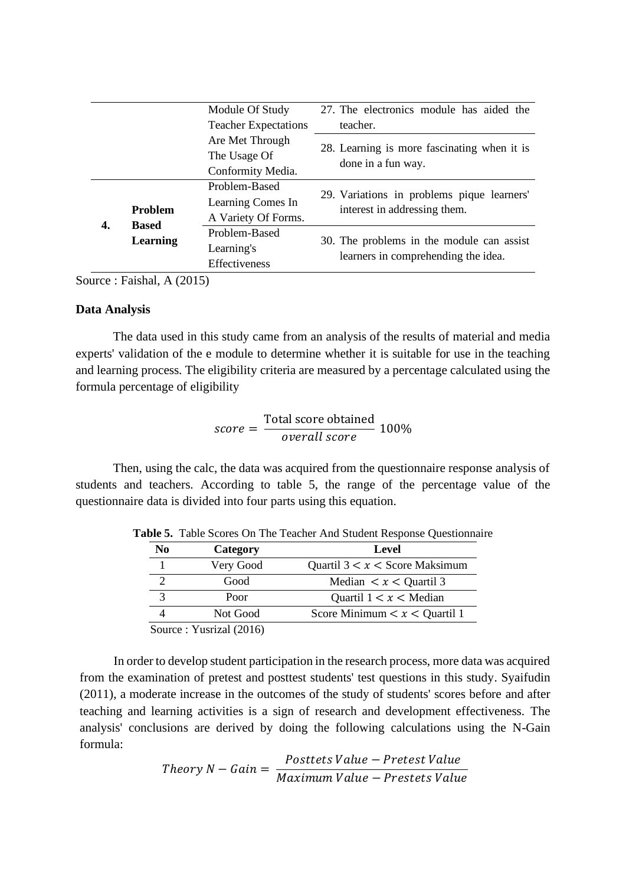| | | | |
|---|---|---|---|
| | | Module Of Study Teacher Expectations Are Met Through The Usage Of Conformity Media. | 27. The electronics module has aided the teacher. |
| | | | 28. Learning is more fascinating when it is done in a fun way. |
| **4.** | **Problem Based Learning** | Problem-Based Learning Comes In A Variety Of Forms. | 29. Variations in problems pique learners' interest in addressing them. |
| | | Problem-Based Learning's Effectiveness | 30. The problems in the module can assist learners in comprehending the idea. |

Source : Faishal, A (2015)

**Data Analysis**

The data used in this study came from an analysis of the results of material and media experts' validation of the e module to determine whether it is suitable for use in the teaching and learning process. The eligibility criteria are measured by a percentage calculated using the formula percentage of eligibility

$$score = \frac{\text{Total score obtained}}{overall\ score}\ 100\%$$

Then, using the calc, the data was acquired from the questionnaire response analysis of students and teachers. According to table 5, the range of the percentage value of the questionnaire data is divided into four parts using this equation.

**Table 5.** Table Scores On The Teacher And Student Response Questionnaire

| No | Category | Level |
|---|---|---|
| 1 | Very Good | Quartil 3 $< x <$ Score Maksimum |
| 2 | Good | Median $< x <$ Quartil 3 |
| 3 | Poor | Quartil 1 $< x <$ Median |
| 4 | Not Good | Score Minimum $< x <$ Quartil 1 |

Source : Yusrizal (2016)

In order to develop student participation in the research process, more data was acquired from the examination of pretest and posttest students' test questions in this study. Syaifudin (2011), a moderate increase in the outcomes of the study of students' scores before and after teaching and learning activities is a sign of research and development effectiveness. The analysis' conclusions are derived by doing the following calculations using the N-Gain formula:

$$Theory\ N - Gain = \frac{Posttets\ Value - Pretest\ Value}{Maximum\ Value - Prestets\ Value}$$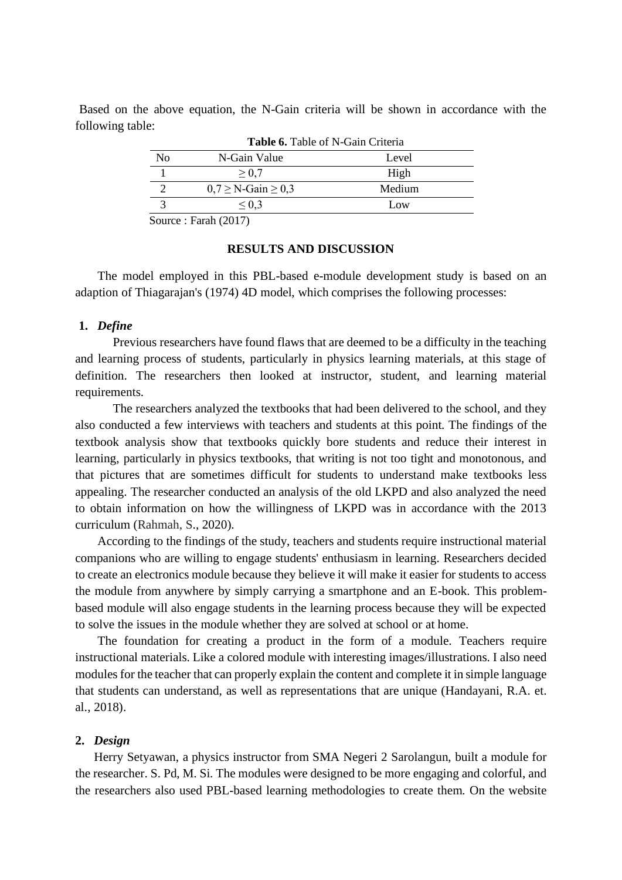Based on the above equation, the N-Gain criteria will be shown in accordance with the following table:

**Table 6.** Table of N-Gain Criteria

| No | N-Gain Value | Level |
|---|---|---|
| 1 | $\geq 0,7$ | High |
| 2 | $0,7 \geq$ N-Gain $\geq 0,3$ | Medium |
| 3 | $\leq 0,3$ | Low |

Source : Farah (2017)

## RESULTS AND DISCUSSION

The model employed in this PBL-based e-module development study is based on an adaption of Thiagarajan's (1974) 4D model, which comprises the following processes:

### 1. *Define*

Previous researchers have found flaws that are deemed to be a difficulty in the teaching and learning process of students, particularly in physics learning materials, at this stage of definition. The researchers then looked at instructor, student, and learning material requirements.

The researchers analyzed the textbooks that had been delivered to the school, and they also conducted a few interviews with teachers and students at this point. The findings of the textbook analysis show that textbooks quickly bore students and reduce their interest in learning, particularly in physics textbooks, that writing is not too tight and monotonous, and that pictures that are sometimes difficult for students to understand make textbooks less appealing. The researcher conducted an analysis of the old LKPD and also analyzed the need to obtain information on how the willingness of LKPD was in accordance with the 2013 curriculum (Rahmah, S., 2020).

According to the findings of the study, teachers and students require instructional material companions who are willing to engage students' enthusiasm in learning. Researchers decided to create an electronics module because they believe it will make it easier for students to access the module from anywhere by simply carrying a smartphone and an E-book. This problem-based module will also engage students in the learning process because they will be expected to solve the issues in the module whether they are solved at school or at home.

The foundation for creating a product in the form of a module. Teachers require instructional materials. Like a colored module with interesting images/illustrations. I also need modules for the teacher that can properly explain the content and complete it in simple language that students can understand, as well as representations that are unique (Handayani, R.A. et. al., 2018).

### 2. *Design*

Herry Setyawan, a physics instructor from SMA Negeri 2 Sarolangun, built a module for the researcher. S. Pd, M. Si. The modules were designed to be more engaging and colorful, and the researchers also used PBL-based learning methodologies to create them. On the website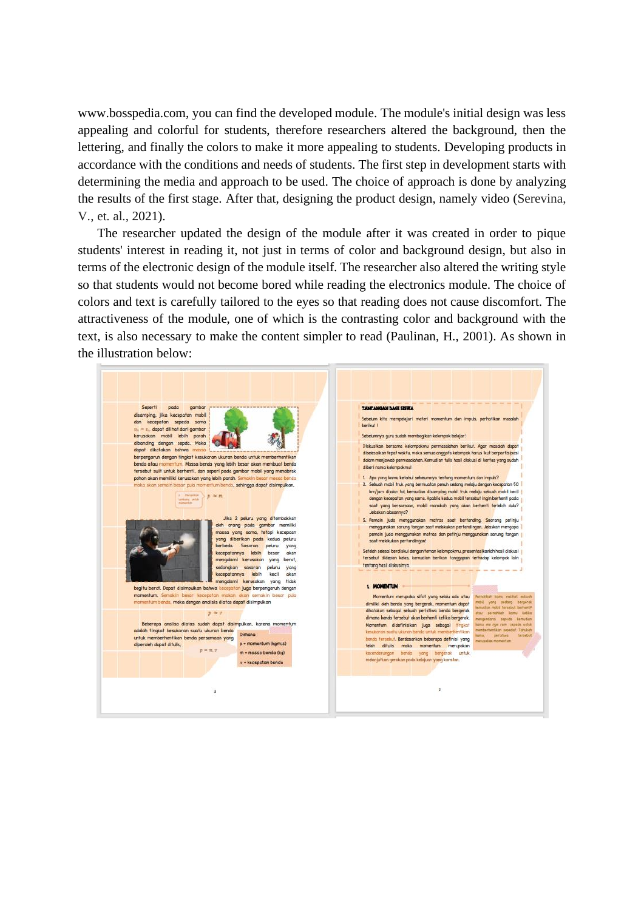www.bosspedia.com, you can find the developed module. The module's initial design was less appealing and colorful for students, therefore researchers altered the background, then the lettering, and finally the colors to make it more appealing to students. Developing products in accordance with the conditions and needs of students. The first step in development starts with determining the media and approach to be used. The choice of approach is done by analyzing the results of the first stage. After that, designing the product design, namely video (Serevina, V., et. al., 2021).

The researcher updated the design of the module after it was created in order to pique students' interest in reading it, not just in terms of color and background design, but also in terms of the electronic design of the module itself. The researcher also altered the writing style so that students would not become bored while reading the electronics module. The choice of colors and text is carefully tailored to the eyes so that reading does not cause discomfort. The attractiveness of the module, one of which is the contrasting color and background with the text, is also necessary to make the content simpler to read (Paulinan, H., 2001). As shown in the illustration below: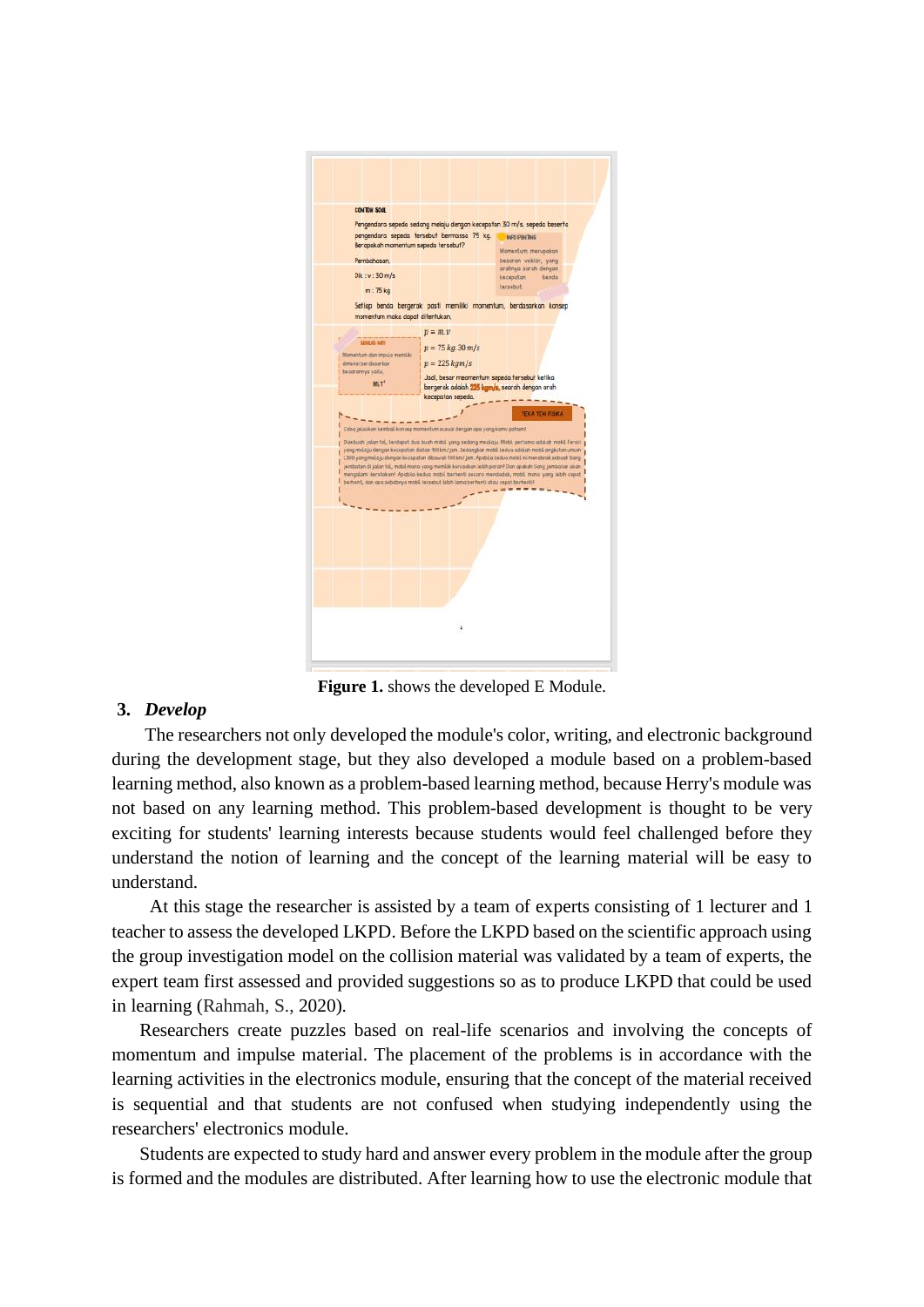**Figure 1.** shows the developed E Module.

### 3. *Develop*

The researchers not only developed the module's color, writing, and electronic background during the development stage, but they also developed a module based on a problem-based learning method, also known as a problem-based learning method, because Herry's module was not based on any learning method. This problem-based development is thought to be very exciting for students' learning interests because students would feel challenged before they understand the notion of learning and the concept of the learning material will be easy to understand.

At this stage the researcher is assisted by a team of experts consisting of 1 lecturer and 1 teacher to assess the developed LKPD. Before the LKPD based on the scientific approach using the group investigation model on the collision material was validated by a team of experts, the expert team first assessed and provided suggestions so as to produce LKPD that could be used in learning (Rahmah, S., 2020).

Researchers create puzzles based on real-life scenarios and involving the concepts of momentum and impulse material. The placement of the problems is in accordance with the learning activities in the electronics module, ensuring that the concept of the material received is sequential and that students are not confused when studying independently using the researchers' electronics module.

Students are expected to study hard and answer every problem in the module after the group is formed and the modules are distributed. After learning how to use the electronic module that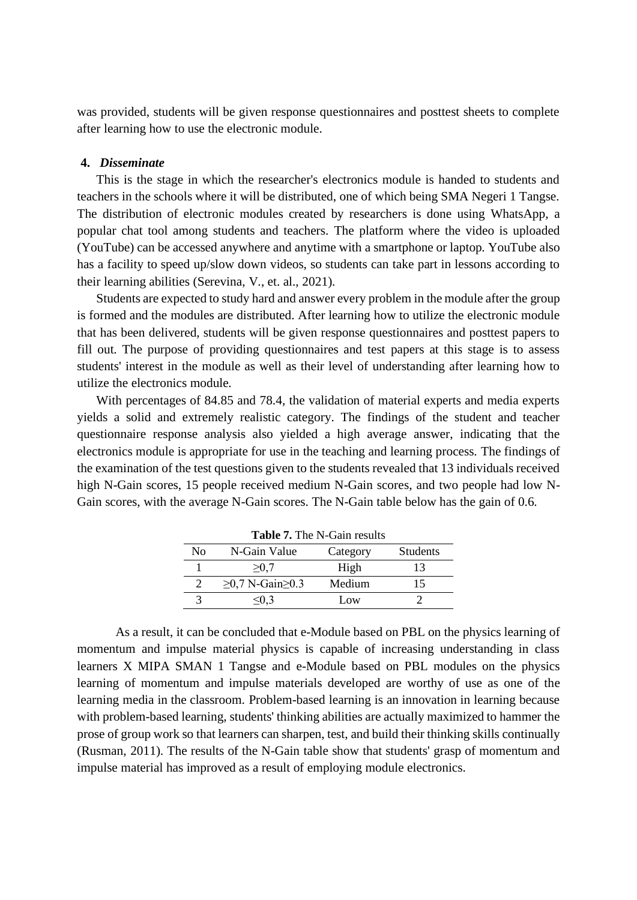was provided, students will be given response questionnaires and posttest sheets to complete after learning how to use the electronic module.

**4. *Disseminate***

This is the stage in which the researcher's electronics module is handed to students and teachers in the schools where it will be distributed, one of which being SMA Negeri 1 Tangse. The distribution of electronic modules created by researchers is done using WhatsApp, a popular chat tool among students and teachers. The platform where the video is uploaded (YouTube) can be accessed anywhere and anytime with a smartphone or laptop. YouTube also has a facility to speed up/slow down videos, so students can take part in lessons according to their learning abilities (Serevina, V., et. al., 2021).

Students are expected to study hard and answer every problem in the module after the group is formed and the modules are distributed. After learning how to utilize the electronic module that has been delivered, students will be given response questionnaires and posttest papers to fill out. The purpose of providing questionnaires and test papers at this stage is to assess students' interest in the module as well as their level of understanding after learning how to utilize the electronics module.

With percentages of 84.85 and 78.4, the validation of material experts and media experts yields a solid and extremely realistic category. The findings of the student and teacher questionnaire response analysis also yielded a high average answer, indicating that the electronics module is appropriate for use in the teaching and learning process. The findings of the examination of the test questions given to the students revealed that 13 individuals received high N-Gain scores, 15 people received medium N-Gain scores, and two people had low N-Gain scores, with the average N-Gain scores. The N-Gain table below has the gain of 0.6.

**Table 7.** The N-Gain results

| No | N-Gain Value | Category | Students |
|---|---|---|---|
| 1 | ≥0,7 | High | 13 |
| 2 | ≥0,7 N-Gain≥0.3 | Medium | 15 |
| 3 | ≤0,3 | Low | 2 |

As a result, it can be concluded that e-Module based on PBL on the physics learning of momentum and impulse material physics is capable of increasing understanding in class learners X MIPA SMAN 1 Tangse and e-Module based on PBL modules on the physics learning of momentum and impulse materials developed are worthy of use as one of the learning media in the classroom. Problem-based learning is an innovation in learning because with problem-based learning, students' thinking abilities are actually maximized to hammer the prose of group work so that learners can sharpen, test, and build their thinking skills continually (Rusman, 2011). The results of the N-Gain table show that students' grasp of momentum and impulse material has improved as a result of employing module electronics.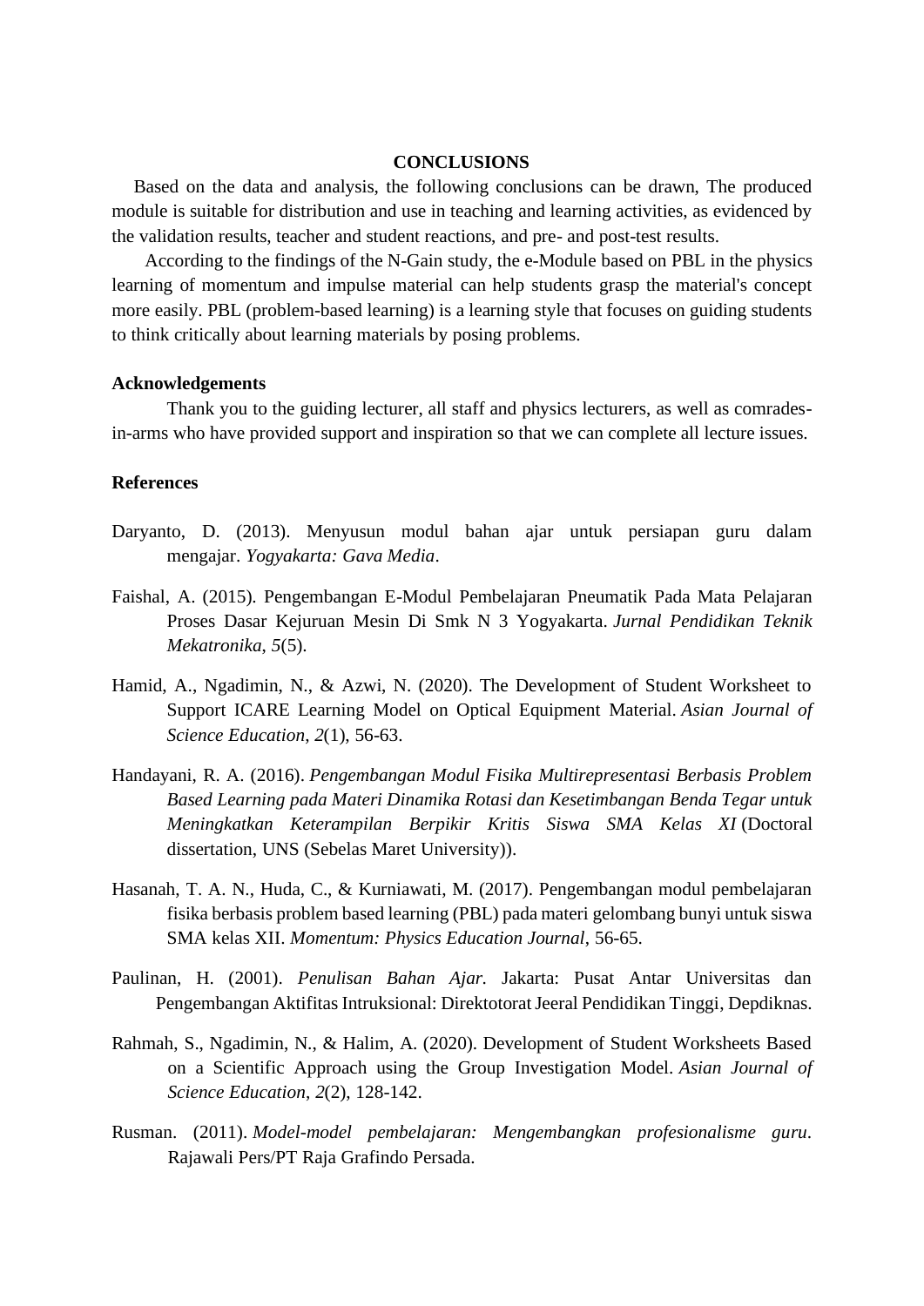## CONCLUSIONS

Based on the data and analysis, the following conclusions can be drawn, The produced module is suitable for distribution and use in teaching and learning activities, as evidenced by the validation results, teacher and student reactions, and pre- and post-test results.

According to the findings of the N-Gain study, the e-Module based on PBL in the physics learning of momentum and impulse material can help students grasp the material's concept more easily. PBL (problem-based learning) is a learning style that focuses on guiding students to think critically about learning materials by posing problems.

### Acknowledgements

Thank you to the guiding lecturer, all staff and physics lecturers, as well as comrades-in-arms who have provided support and inspiration so that we can complete all lecture issues.

### References

Daryanto, D. (2013). Menyusun modul bahan ajar untuk persiapan guru dalam mengajar. *Yogyakarta: Gava Media*.

Faishal, A. (2015). Pengembangan E-Modul Pembelajaran Pneumatik Pada Mata Pelajaran Proses Dasar Kejuruan Mesin Di Smk N 3 Yogyakarta. *Jurnal Pendidikan Teknik Mekatronika*, *5*(5).

Hamid, A., Ngadimin, N., & Azwi, N. (2020). The Development of Student Worksheet to Support ICARE Learning Model on Optical Equipment Material. *Asian Journal of Science Education*, *2*(1), 56-63.

Handayani, R. A. (2016). *Pengembangan Modul Fisika Multirepresentasi Berbasis Problem Based Learning pada Materi Dinamika Rotasi dan Kesetimbangan Benda Tegar untuk Meningkatkan Keterampilan Berpikir Kritis Siswa SMA Kelas XI* (Doctoral dissertation, UNS (Sebelas Maret University)).

Hasanah, T. A. N., Huda, C., & Kurniawati, M. (2017). Pengembangan modul pembelajaran fisika berbasis problem based learning (PBL) pada materi gelombang bunyi untuk siswa SMA kelas XII. *Momentum: Physics Education Journal*, 56-65.

Paulinan, H. (2001). *Penulisan Bahan Ajar*. Jakarta: Pusat Antar Universitas dan Pengembangan Aktifitas Intruksional: Direktotorat Jeeral Pendidikan Tinggi, Depdiknas.

Rahmah, S., Ngadimin, N., & Halim, A. (2020). Development of Student Worksheets Based on a Scientific Approach using the Group Investigation Model. *Asian Journal of Science Education*, *2*(2), 128-142.

Rusman. (2011). *Model-model pembelajaran: Mengembangkan profesionalisme guru*. Rajawali Pers/PT Raja Grafindo Persada.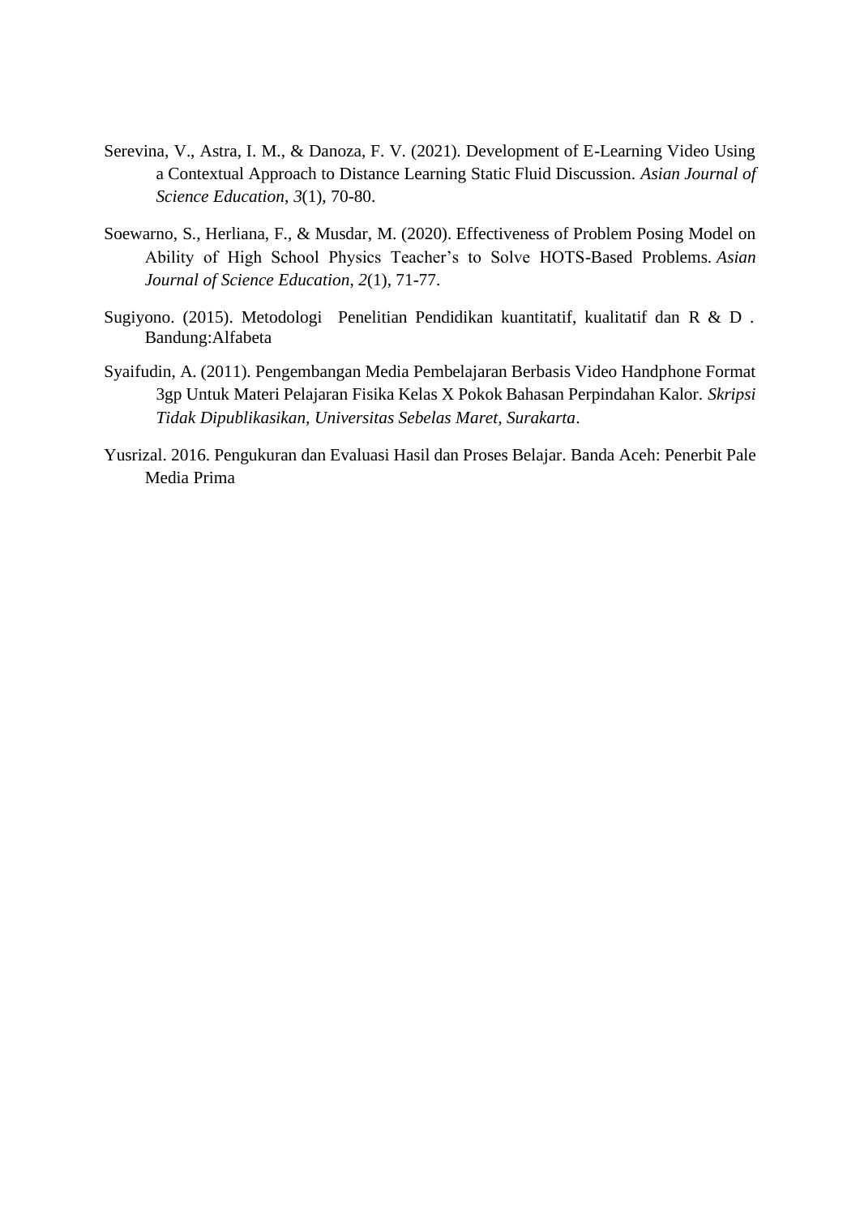Serevina, V., Astra, I. M., & Danoza, F. V. (2021). Development of E-Learning Video Using a Contextual Approach to Distance Learning Static Fluid Discussion. *Asian Journal of Science Education*, *3*(1), 70-80.

Soewarno, S., Herliana, F., & Musdar, M. (2020). Effectiveness of Problem Posing Model on Ability of High School Physics Teacher's to Solve HOTS-Based Problems. *Asian Journal of Science Education*, *2*(1), 71-77.

Sugiyono. (2015). Metodologi Penelitian Pendidikan kuantitatif, kualitatif dan R & D . Bandung:Alfabeta

Syaifudin, A. (2011). Pengembangan Media Pembelajaran Berbasis Video Handphone Format 3gp Untuk Materi Pelajaran Fisika Kelas X Pokok Bahasan Perpindahan Kalor. *Skripsi Tidak Dipublikasikan, Universitas Sebelas Maret, Surakarta*.

Yusrizal. 2016. Pengukuran dan Evaluasi Hasil dan Proses Belajar. Banda Aceh: Penerbit Pale Media Prima